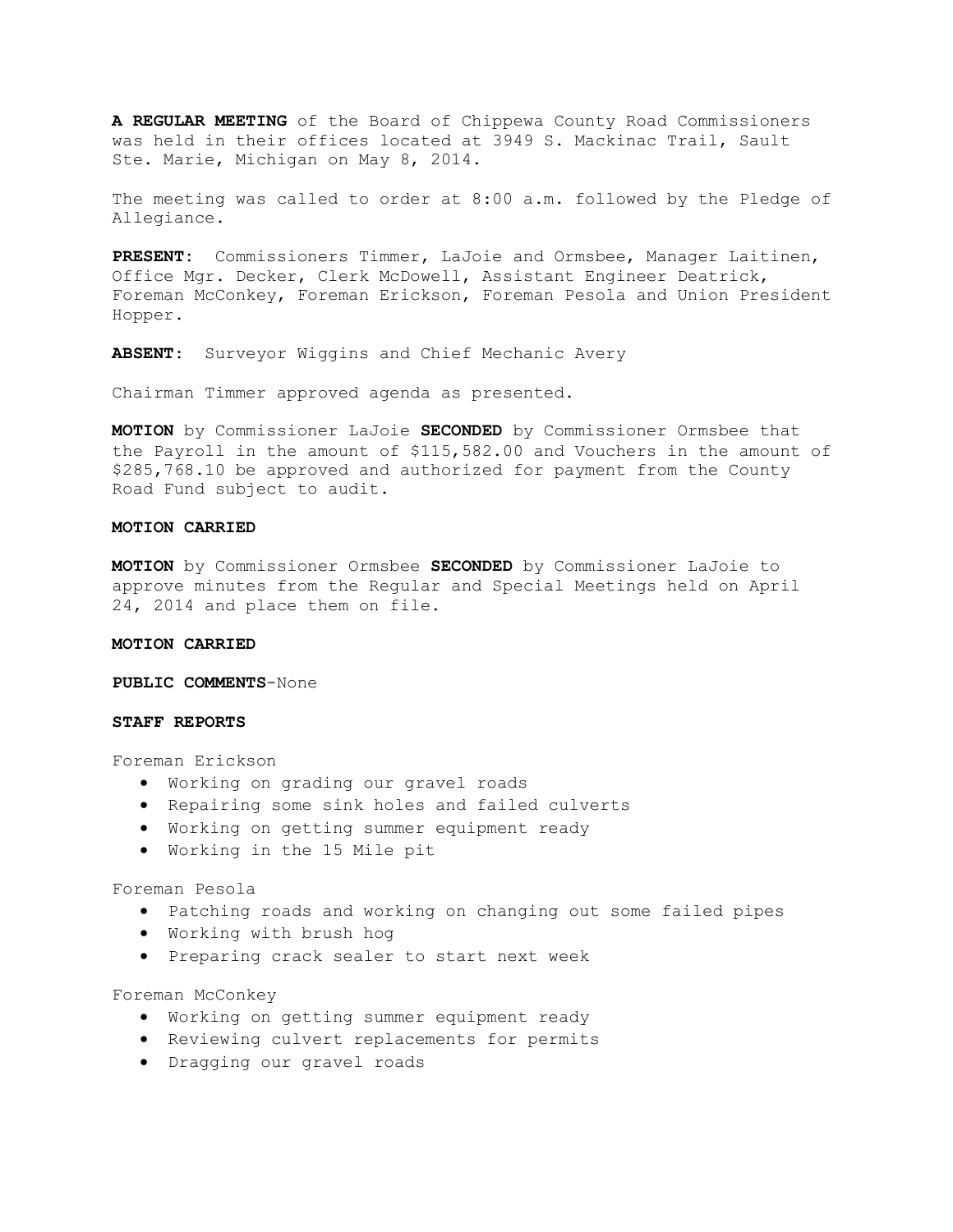**A REGULAR MEETING** of the Board of Chippewa County Road Commissioners was held in their offices located at 3949 S. Mackinac Trail, Sault Ste. Marie, Michigan on May 8, 2014.

The meeting was called to order at 8:00 a.m. followed by the Pledge of Allegiance.

**PRESENT:** Commissioners Timmer, LaJoie and Ormsbee, Manager Laitinen, Office Mgr. Decker, Clerk McDowell, Assistant Engineer Deatrick, Foreman McConkey, Foreman Erickson, Foreman Pesola and Union President Hopper.

**ABSENT:** Surveyor Wiggins and Chief Mechanic Avery

Chairman Timmer approved agenda as presented.

**MOTION** by Commissioner LaJoie **SECONDED** by Commissioner Ormsbee that the Payroll in the amount of $115,582.00 and Vouchers in the amount of $285,768.10 be approved and authorized for payment from the County Road Fund subject to audit.

**MOTION CARRIED**

**MOTION** by Commissioner Ormsbee **SECONDED** by Commissioner LaJoie to approve minutes from the Regular and Special Meetings held on April 24, 2014 and place them on file.

**MOTION CARRIED**

**PUBLIC COMMENTS**-None

**STAFF REPORTS**

Foreman Erickson

- Working on grading our gravel roads
- Repairing some sink holes and failed culverts
- Working on getting summer equipment ready
- Working in the 15 Mile pit

Foreman Pesola

- Patching roads and working on changing out some failed pipes
- Working with brush hog
- Preparing crack sealer to start next week

Foreman McConkey

- Working on getting summer equipment ready
- Reviewing culvert replacements for permits
- Dragging our gravel roads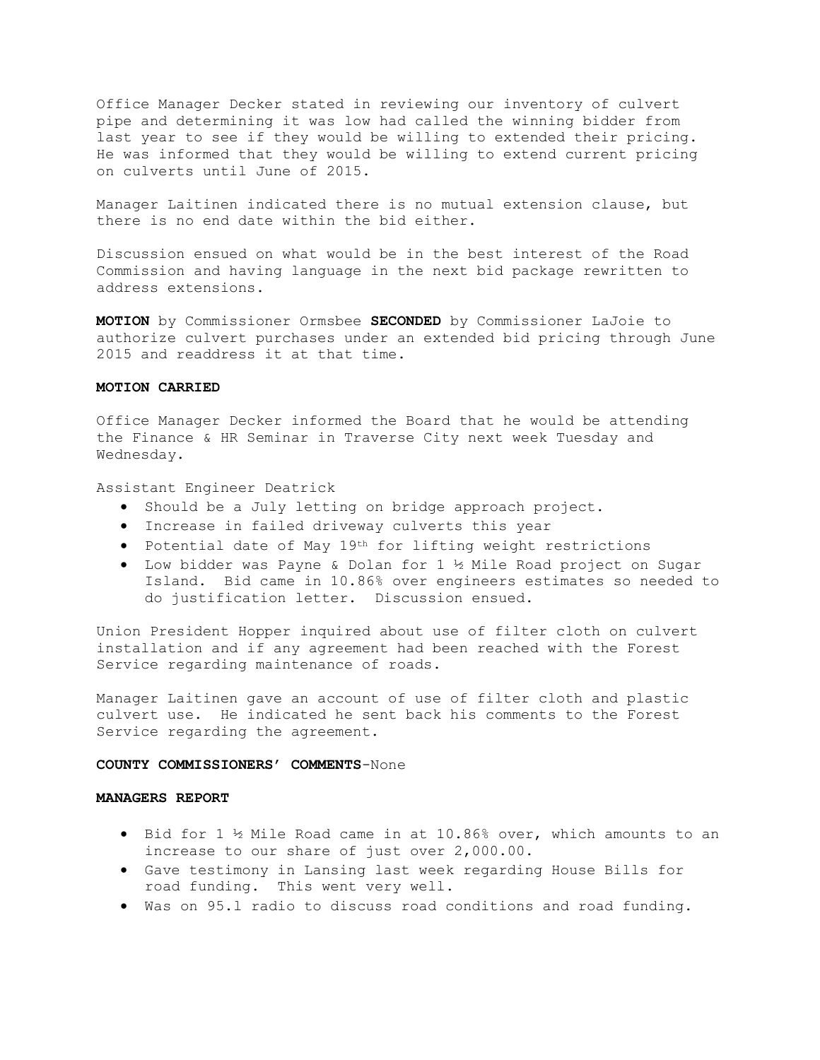Office Manager Decker stated in reviewing our inventory of culvert pipe and determining it was low had called the winning bidder from last year to see if they would be willing to extended their pricing. He was informed that they would be willing to extend current pricing on culverts until June of 2015.

Manager Laitinen indicated there is no mutual extension clause, but there is no end date within the bid either.

Discussion ensued on what would be in the best interest of the Road Commission and having language in the next bid package rewritten to address extensions.

**MOTION** by Commissioner Ormsbee **SECONDED** by Commissioner LaJoie to authorize culvert purchases under an extended bid pricing through June 2015 and readdress it at that time.

**MOTION CARRIED**

Office Manager Decker informed the Board that he would be attending the Finance & HR Seminar in Traverse City next week Tuesday and Wednesday.

Assistant Engineer Deatrick

- Should be a July letting on bridge approach project.
- Increase in failed driveway culverts this year
- Potential date of May 19th for lifting weight restrictions
- Low bidder was Payne & Dolan for 1 ½ Mile Road project on Sugar Island. Bid came in 10.86% over engineers estimates so needed to do justification letter. Discussion ensued.

Union President Hopper inquired about use of filter cloth on culvert installation and if any agreement had been reached with the Forest Service regarding maintenance of roads.

Manager Laitinen gave an account of use of filter cloth and plastic culvert use. He indicated he sent back his comments to the Forest Service regarding the agreement.

**COUNTY COMMISSIONERS' COMMENTS**-None

**MANAGERS REPORT**

- Bid for 1 ½ Mile Road came in at 10.86% over, which amounts to an increase to our share of just over 2,000.00.
- Gave testimony in Lansing last week regarding House Bills for road funding. This went very well.
- Was on 95.1 radio to discuss road conditions and road funding.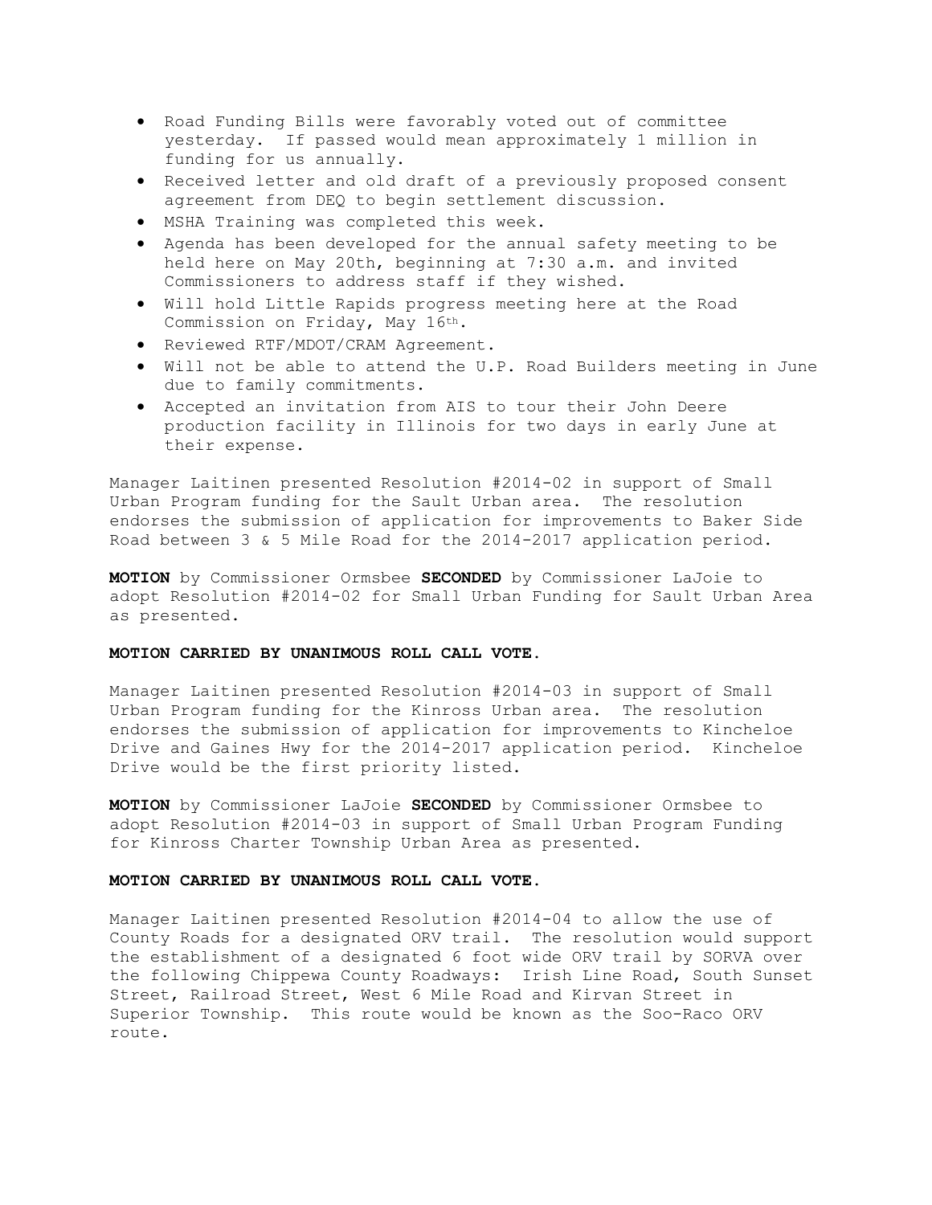- Road Funding Bills were favorably voted out of committee yesterday. If passed would mean approximately 1 million in funding for us annually.
- Received letter and old draft of a previously proposed consent agreement from DEQ to begin settlement discussion.
- MSHA Training was completed this week.
- Agenda has been developed for the annual safety meeting to be held here on May 20th, beginning at 7:30 a.m. and invited Commissioners to address staff if they wished.
- Will hold Little Rapids progress meeting here at the Road Commission on Friday, May 16th.
- Reviewed RTF/MDOT/CRAM Agreement.
- Will not be able to attend the U.P. Road Builders meeting in June due to family commitments.
- Accepted an invitation from AIS to tour their John Deere production facility in Illinois for two days in early June at their expense.

Manager Laitinen presented Resolution #2014-02 in support of Small Urban Program funding for the Sault Urban area. The resolution endorses the submission of application for improvements to Baker Side Road between 3 & 5 Mile Road for the 2014-2017 application period.

**MOTION** by Commissioner Ormsbee **SECONDED** by Commissioner LaJoie to adopt Resolution #2014-02 for Small Urban Funding for Sault Urban Area as presented.

**MOTION CARRIED BY UNANIMOUS ROLL CALL VOTE.**

Manager Laitinen presented Resolution #2014-03 in support of Small Urban Program funding for the Kinross Urban area. The resolution endorses the submission of application for improvements to Kincheloe Drive and Gaines Hwy for the 2014-2017 application period. Kincheloe Drive would be the first priority listed.

**MOTION** by Commissioner LaJoie **SECONDED** by Commissioner Ormsbee to adopt Resolution #2014-03 in support of Small Urban Program Funding for Kinross Charter Township Urban Area as presented.

**MOTION CARRIED BY UNANIMOUS ROLL CALL VOTE.**

Manager Laitinen presented Resolution #2014-04 to allow the use of County Roads for a designated ORV trail. The resolution would support the establishment of a designated 6 foot wide ORV trail by SORVA over the following Chippewa County Roadways: Irish Line Road, South Sunset Street, Railroad Street, West 6 Mile Road and Kirvan Street in Superior Township. This route would be known as the Soo-Raco ORV route.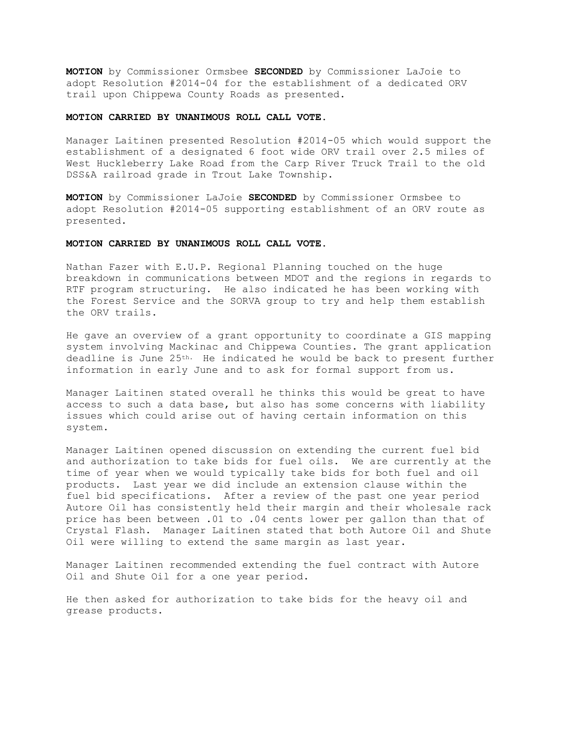**MOTION** by Commissioner Ormsbee **SECONDED** by Commissioner LaJoie to adopt Resolution #2014-04 for the establishment of a dedicated ORV trail upon Chippewa County Roads as presented.

**MOTION CARRIED BY UNANIMOUS ROLL CALL VOTE.**

Manager Laitinen presented Resolution #2014-05 which would support the establishment of a designated 6 foot wide ORV trail over 2.5 miles of West Huckleberry Lake Road from the Carp River Truck Trail to the old DSS&A railroad grade in Trout Lake Township.

**MOTION** by Commissioner LaJoie **SECONDED** by Commissioner Ormsbee to adopt Resolution #2014-05 supporting establishment of an ORV route as presented.

**MOTION CARRIED BY UNANIMOUS ROLL CALL VOTE.**

Nathan Fazer with E.U.P. Regional Planning touched on the huge breakdown in communications between MDOT and the regions in regards to RTF program structuring. He also indicated he has been working with the Forest Service and the SORVA group to try and help them establish the ORV trails.

He gave an overview of a grant opportunity to coordinate a GIS mapping system involving Mackinac and Chippewa Counties. The grant application deadline is June 25th. He indicated he would be back to present further information in early June and to ask for formal support from us.

Manager Laitinen stated overall he thinks this would be great to have access to such a data base, but also has some concerns with liability issues which could arise out of having certain information on this system.

Manager Laitinen opened discussion on extending the current fuel bid and authorization to take bids for fuel oils. We are currently at the time of year when we would typically take bids for both fuel and oil products. Last year we did include an extension clause within the fuel bid specifications. After a review of the past one year period Autore Oil has consistently held their margin and their wholesale rack price has been between .01 to .04 cents lower per gallon than that of Crystal Flash. Manager Laitinen stated that both Autore Oil and Shute Oil were willing to extend the same margin as last year.

Manager Laitinen recommended extending the fuel contract with Autore Oil and Shute Oil for a one year period.

He then asked for authorization to take bids for the heavy oil and grease products.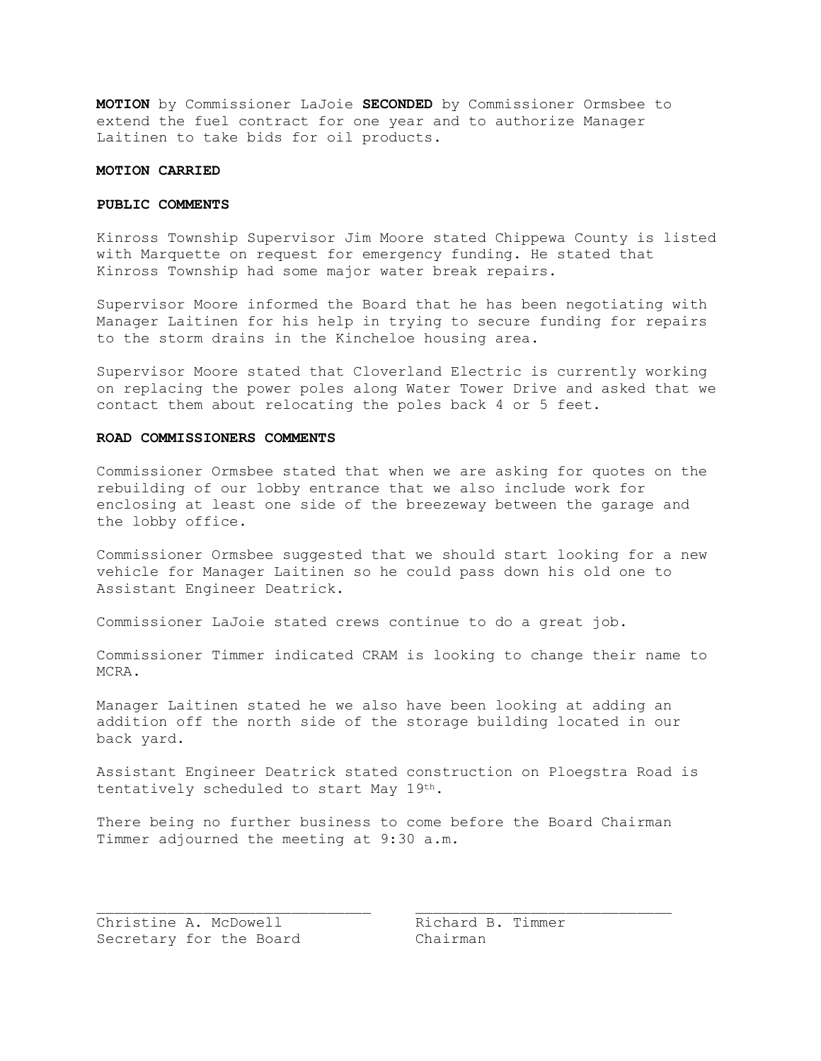**MOTION** by Commissioner LaJoie **SECONDED** by Commissioner Ormsbee to extend the fuel contract for one year and to authorize Manager Laitinen to take bids for oil products.

**MOTION CARRIED**

**PUBLIC COMMENTS**

Kinross Township Supervisor Jim Moore stated Chippewa County is listed with Marquette on request for emergency funding. He stated that Kinross Township had some major water break repairs.

Supervisor Moore informed the Board that he has been negotiating with Manager Laitinen for his help in trying to secure funding for repairs to the storm drains in the Kincheloe housing area.

Supervisor Moore stated that Cloverland Electric is currently working on replacing the power poles along Water Tower Drive and asked that we contact them about relocating the poles back 4 or 5 feet.

**ROAD COMMISSIONERS COMMENTS**

Commissioner Ormsbee stated that when we are asking for quotes on the rebuilding of our lobby entrance that we also include work for enclosing at least one side of the breezeway between the garage and the lobby office.

Commissioner Ormsbee suggested that we should start looking for a new vehicle for Manager Laitinen so he could pass down his old one to Assistant Engineer Deatrick.

Commissioner LaJoie stated crews continue to do a great job.

Commissioner Timmer indicated CRAM is looking to change their name to MCRA.

Manager Laitinen stated he we also have been looking at adding an addition off the north side of the storage building located in our back yard.

Assistant Engineer Deatrick stated construction on Ploegstra Road is tentatively scheduled to start May 19th.

There being no further business to come before the Board Chairman Timmer adjourned the meeting at 9:30 a.m.

______________________________ ______________________________
Christine A. McDowell Richard B. Timmer
Secretary for the Board Chairman